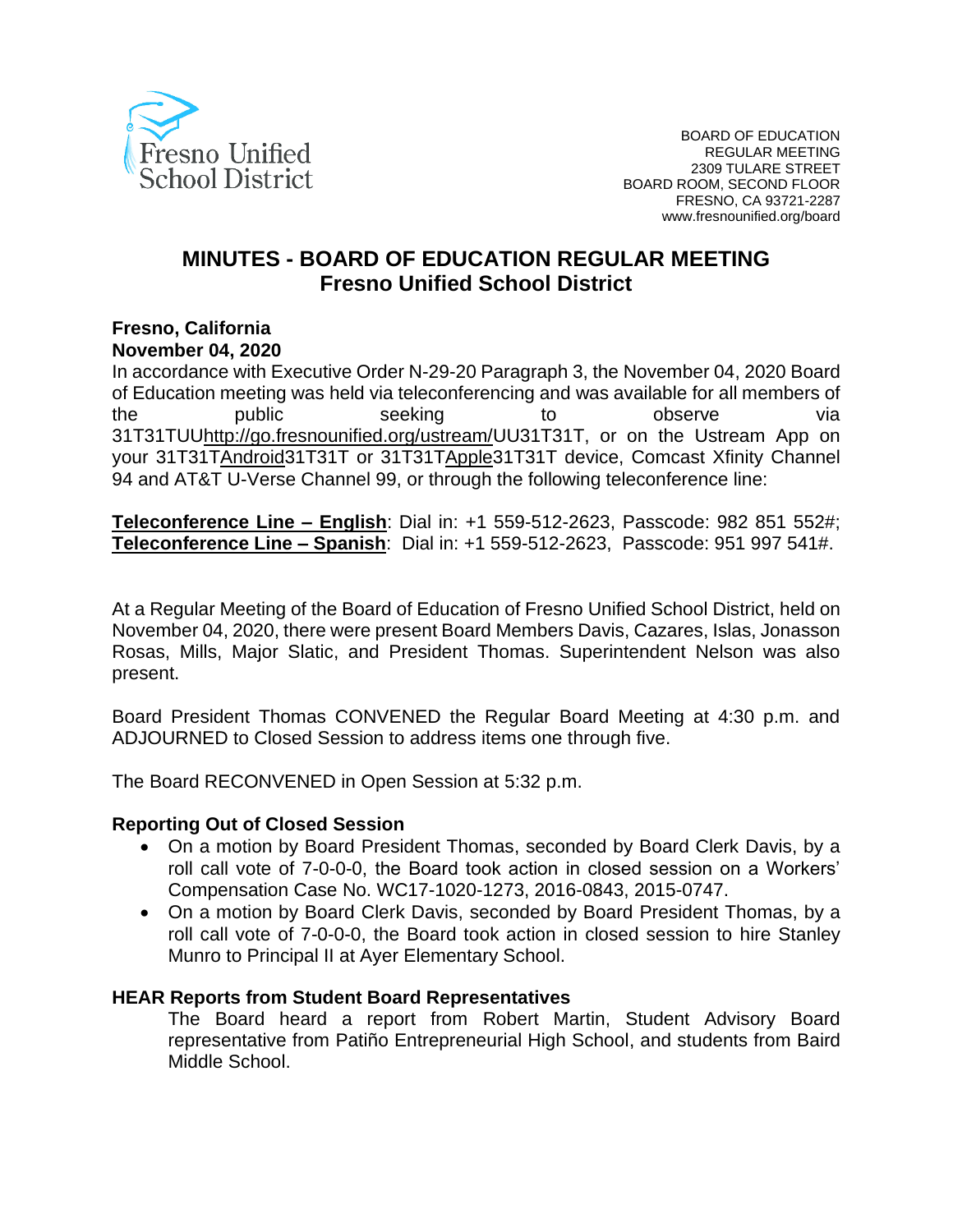Fresno Unified School District

BOARD OF EDUCATION
REGULAR MEETING
2309 TULARE STREET
BOARD ROOM, SECOND FLOOR
FRESNO, CA 93721-2287
www.fresnounified.org/board

# MINUTES - BOARD OF EDUCATION REGULAR MEETING
## Fresno Unified School District

**Fresno, California**
**November 04, 2020**

In accordance with Executive Order N-29-20 Paragraph 3, the November 04, 2020 Board of Education meeting was held via teleconferencing and was available for all members of the public seeking to observe via 31T31TUUhttp://go.fresnounified.org/ustream/UU31T31T, or on the Ustream App on your 31T31TAndroid31T31T or 31T31TApple31T31T device, Comcast Xfinity Channel 94 and AT&T U-Verse Channel 99, or through the following teleconference line:

**Teleconference Line – English**: Dial in: +1 559-512-2623, Passcode: 982 851 552#;
**Teleconference Line – Spanish**: Dial in: +1 559-512-2623, Passcode: 951 997 541#.

At a Regular Meeting of the Board of Education of Fresno Unified School District, held on November 04, 2020, there were present Board Members Davis, Cazares, Islas, Jonasson Rosas, Mills, Major Slatic, and President Thomas. Superintendent Nelson was also present.

Board President Thomas CONVENED the Regular Board Meeting at 4:30 p.m. and ADJOURNED to Closed Session to address items one through five.

The Board RECONVENED in Open Session at 5:32 p.m.

**Reporting Out of Closed Session**

- On a motion by Board President Thomas, seconded by Board Clerk Davis, by a roll call vote of 7-0-0-0, the Board took action in closed session on a Workers' Compensation Case No. WC17-1020-1273, 2016-0843, 2015-0747.
- On a motion by Board Clerk Davis, seconded by Board President Thomas, by a roll call vote of 7-0-0-0, the Board took action in closed session to hire Stanley Munro to Principal II at Ayer Elementary School.

**HEAR Reports from Student Board Representatives**

The Board heard a report from Robert Martin, Student Advisory Board representative from Patiño Entrepreneurial High School, and students from Baird Middle School.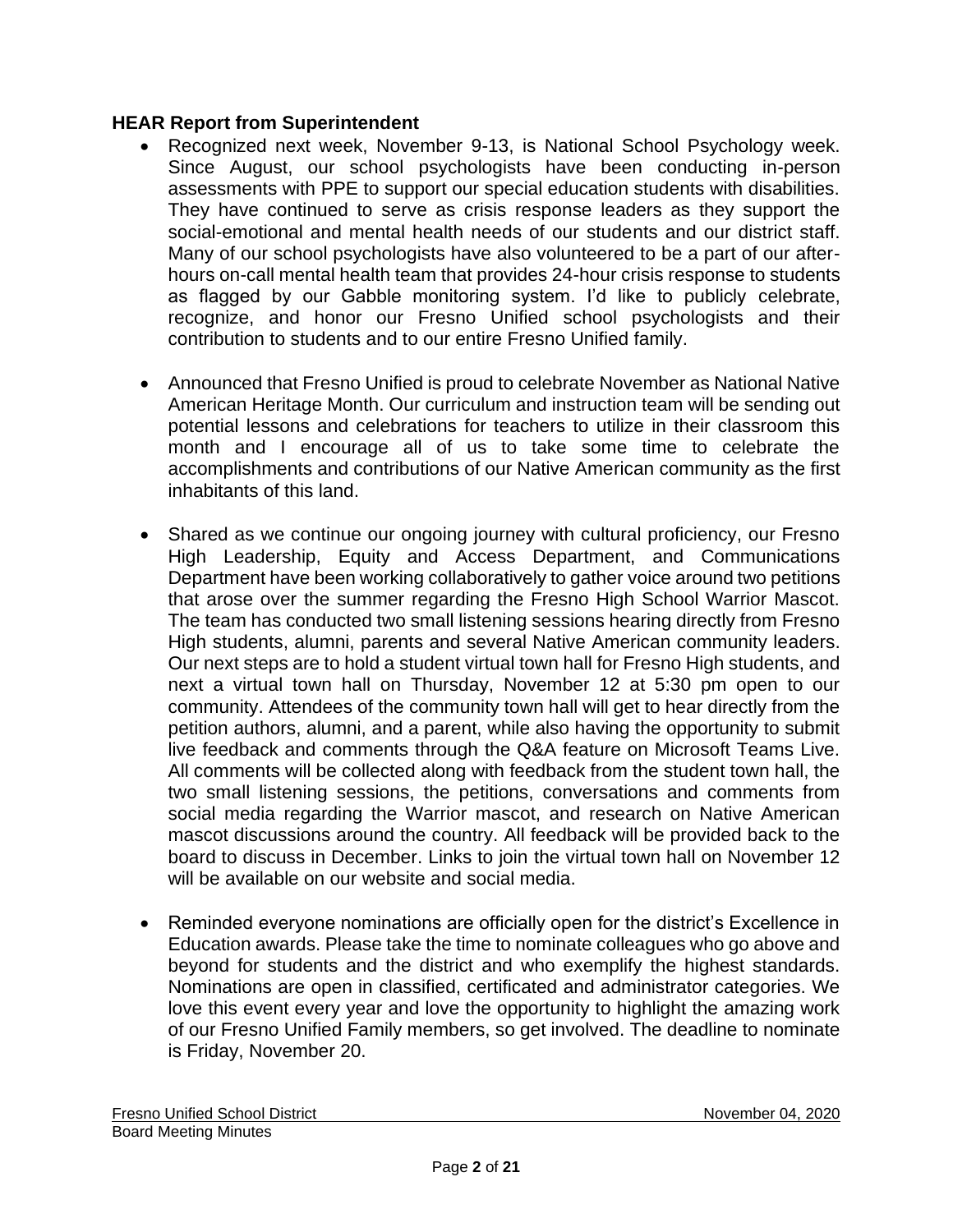**HEAR Report from Superintendent**

- Recognized next week, November 9-13, is National School Psychology week. Since August, our school psychologists have been conducting in-person assessments with PPE to support our special education students with disabilities. They have continued to serve as crisis response leaders as they support the social-emotional and mental health needs of our students and our district staff. Many of our school psychologists have also volunteered to be a part of our after-hours on-call mental health team that provides 24-hour crisis response to students as flagged by our Gabble monitoring system. I'd like to publicly celebrate, recognize, and honor our Fresno Unified school psychologists and their contribution to students and to our entire Fresno Unified family.

- Announced that Fresno Unified is proud to celebrate November as National Native American Heritage Month. Our curriculum and instruction team will be sending out potential lessons and celebrations for teachers to utilize in their classroom this month and I encourage all of us to take some time to celebrate the accomplishments and contributions of our Native American community as the first inhabitants of this land.

- Shared as we continue our ongoing journey with cultural proficiency, our Fresno High Leadership, Equity and Access Department, and Communications Department have been working collaboratively to gather voice around two petitions that arose over the summer regarding the Fresno High School Warrior Mascot. The team has conducted two small listening sessions hearing directly from Fresno High students, alumni, parents and several Native American community leaders. Our next steps are to hold a student virtual town hall for Fresno High students, and next a virtual town hall on Thursday, November 12 at 5:30 pm open to our community. Attendees of the community town hall will get to hear directly from the petition authors, alumni, and a parent, while also having the opportunity to submit live feedback and comments through the Q&A feature on Microsoft Teams Live. All comments will be collected along with feedback from the student town hall, the two small listening sessions, the petitions, conversations and comments from social media regarding the Warrior mascot, and research on Native American mascot discussions around the country. All feedback will be provided back to the board to discuss in December. Links to join the virtual town hall on November 12 will be available on our website and social media.

- Reminded everyone nominations are officially open for the district's Excellence in Education awards. Please take the time to nominate colleagues who go above and beyond for students and the district and who exemplify the highest standards. Nominations are open in classified, certificated and administrator categories. We love this event every year and love the opportunity to highlight the amazing work of our Fresno Unified Family members, so get involved. The deadline to nominate is Friday, November 20.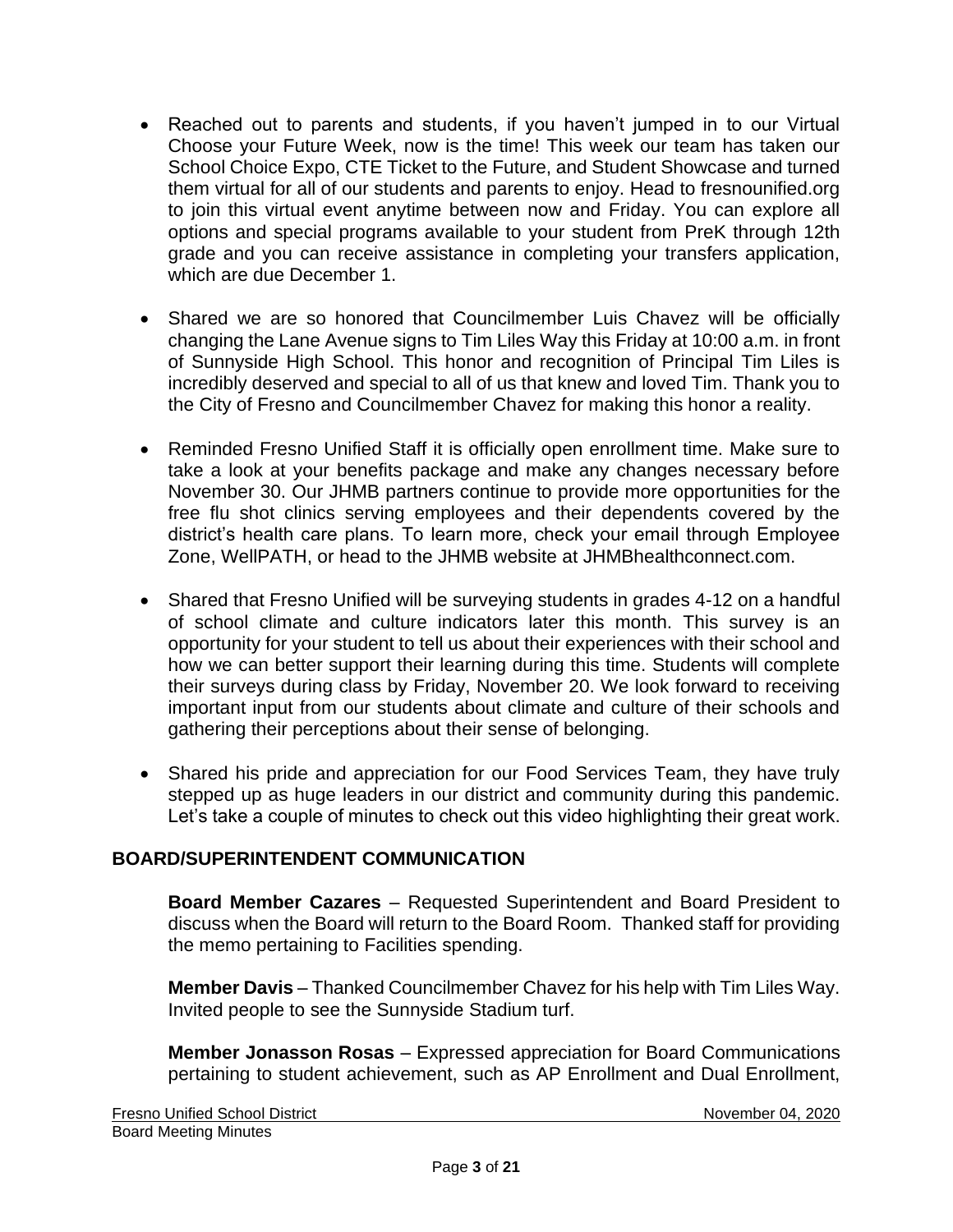- Reached out to parents and students, if you haven't jumped in to our Virtual Choose your Future Week, now is the time! This week our team has taken our School Choice Expo, CTE Ticket to the Future, and Student Showcase and turned them virtual for all of our students and parents to enjoy. Head to fresnounified.org to join this virtual event anytime between now and Friday. You can explore all options and special programs available to your student from PreK through 12th grade and you can receive assistance in completing your transfers application, which are due December 1.

- Shared we are so honored that Councilmember Luis Chavez will be officially changing the Lane Avenue signs to Tim Liles Way this Friday at 10:00 a.m. in front of Sunnyside High School. This honor and recognition of Principal Tim Liles is incredibly deserved and special to all of us that knew and loved Tim. Thank you to the City of Fresno and Councilmember Chavez for making this honor a reality.

- Reminded Fresno Unified Staff it is officially open enrollment time. Make sure to take a look at your benefits package and make any changes necessary before November 30. Our JHMB partners continue to provide more opportunities for the free flu shot clinics serving employees and their dependents covered by the district's health care plans. To learn more, check your email through Employee Zone, WellPATH, or head to the JHMB website at JHMBhealthconnect.com.

- Shared that Fresno Unified will be surveying students in grades 4-12 on a handful of school climate and culture indicators later this month. This survey is an opportunity for your student to tell us about their experiences with their school and how we can better support their learning during this time. Students will complete their surveys during class by Friday, November 20. We look forward to receiving important input from our students about climate and culture of their schools and gathering their perceptions about their sense of belonging.

- Shared his pride and appreciation for our Food Services Team, they have truly stepped up as huge leaders in our district and community during this pandemic. Let's take a couple of minutes to check out this video highlighting their great work.

## BOARD/SUPERINTENDENT COMMUNICATION

**Board Member Cazares** – Requested Superintendent and Board President to discuss when the Board will return to the Board Room. Thanked staff for providing the memo pertaining to Facilities spending.

**Member Davis** – Thanked Councilmember Chavez for his help with Tim Liles Way. Invited people to see the Sunnyside Stadium turf.

**Member Jonasson Rosas** – Expressed appreciation for Board Communications pertaining to student achievement, such as AP Enrollment and Dual Enrollment,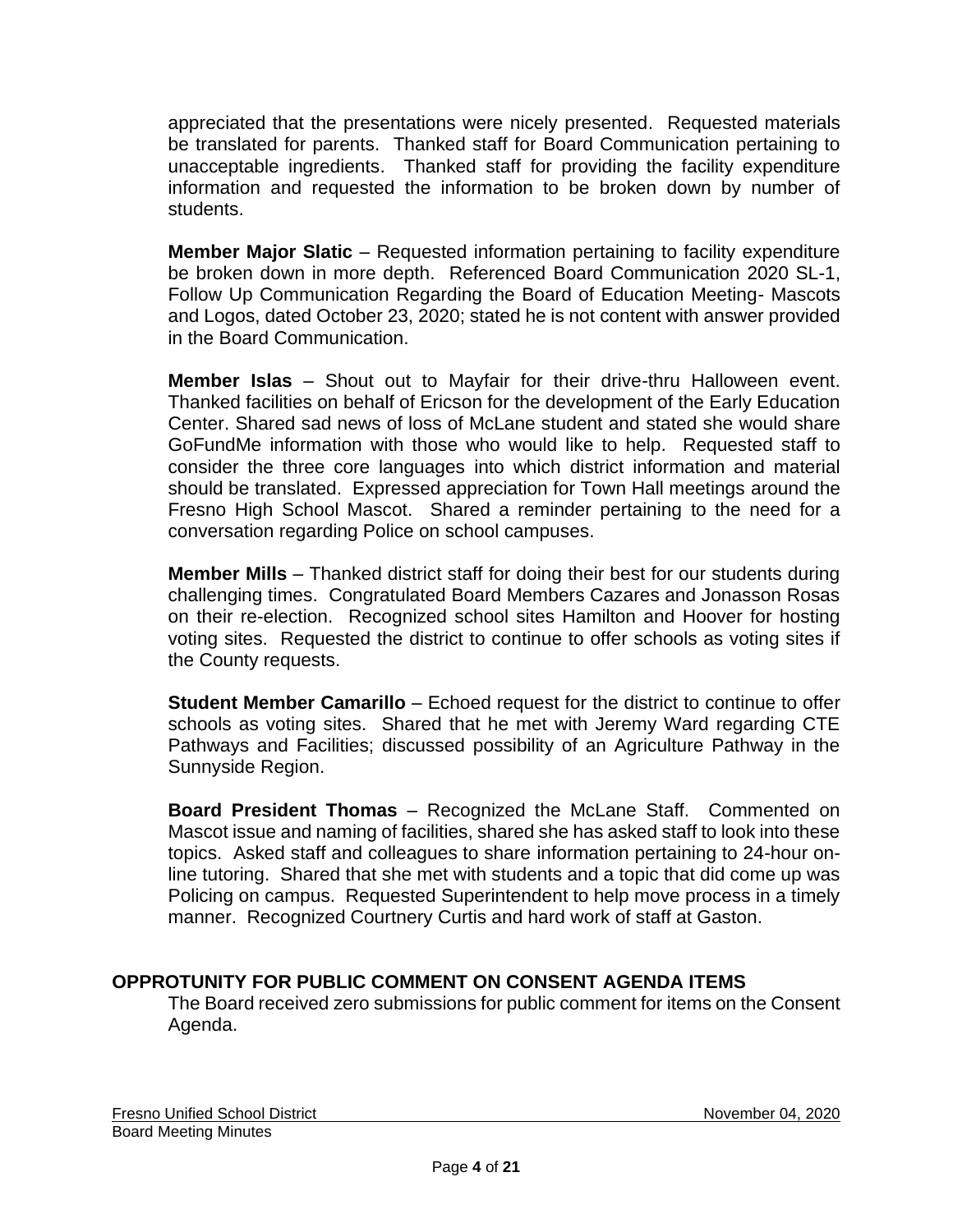appreciated that the presentations were nicely presented. Requested materials be translated for parents. Thanked staff for Board Communication pertaining to unacceptable ingredients. Thanked staff for providing the facility expenditure information and requested the information to be broken down by number of students.

**Member Major Slatic** – Requested information pertaining to facility expenditure be broken down in more depth. Referenced Board Communication 2020 SL-1, Follow Up Communication Regarding the Board of Education Meeting- Mascots and Logos, dated October 23, 2020; stated he is not content with answer provided in the Board Communication.

**Member Islas** – Shout out to Mayfair for their drive-thru Halloween event. Thanked facilities on behalf of Ericson for the development of the Early Education Center. Shared sad news of loss of McLane student and stated she would share GoFundMe information with those who would like to help. Requested staff to consider the three core languages into which district information and material should be translated. Expressed appreciation for Town Hall meetings around the Fresno High School Mascot. Shared a reminder pertaining to the need for a conversation regarding Police on school campuses.

**Member Mills** – Thanked district staff for doing their best for our students during challenging times. Congratulated Board Members Cazares and Jonasson Rosas on their re-election. Recognized school sites Hamilton and Hoover for hosting voting sites. Requested the district to continue to offer schools as voting sites if the County requests.

**Student Member Camarillo** – Echoed request for the district to continue to offer schools as voting sites. Shared that he met with Jeremy Ward regarding CTE Pathways and Facilities; discussed possibility of an Agriculture Pathway in the Sunnyside Region.

**Board President Thomas** – Recognized the McLane Staff. Commented on Mascot issue and naming of facilities, shared she has asked staff to look into these topics. Asked staff and colleagues to share information pertaining to 24-hour on-line tutoring. Shared that she met with students and a topic that did come up was Policing on campus. Requested Superintendent to help move process in a timely manner. Recognized Courtney Curtis and hard work of staff at Gaston.

## OPPROTUNITY FOR PUBLIC COMMENT ON CONSENT AGENDA ITEMS

The Board received zero submissions for public comment for items on the Consent Agenda.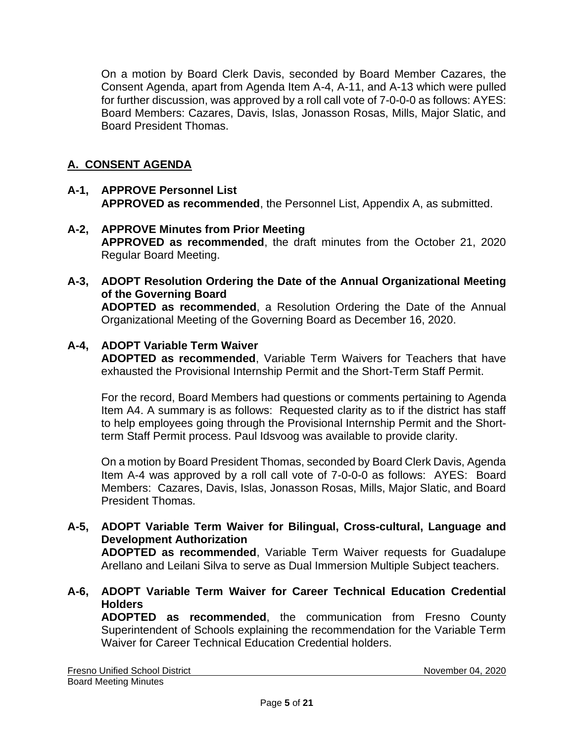On a motion by Board Clerk Davis, seconded by Board Member Cazares, the Consent Agenda, apart from Agenda Item A-4, A-11, and A-13 which were pulled for further discussion, was approved by a roll call vote of 7-0-0-0 as follows: AYES: Board Members: Cazares, Davis, Islas, Jonasson Rosas, Mills, Major Slatic, and Board President Thomas.

## A. CONSENT AGENDA

**A-1, APPROVE Personnel List**
**APPROVED as recommended**, the Personnel List, Appendix A, as submitted.

**A-2, APPROVE Minutes from Prior Meeting**
**APPROVED as recommended**, the draft minutes from the October 21, 2020 Regular Board Meeting.

**A-3, ADOPT Resolution Ordering the Date of the Annual Organizational Meeting of the Governing Board**
**ADOPTED as recommended**, a Resolution Ordering the Date of the Annual Organizational Meeting of the Governing Board as December 16, 2020.

**A-4, ADOPT Variable Term Waiver**
**ADOPTED as recommended**, Variable Term Waivers for Teachers that have exhausted the Provisional Internship Permit and the Short-Term Staff Permit.

For the record, Board Members had questions or comments pertaining to Agenda Item A4. A summary is as follows: Requested clarity as to if the district has staff to help employees going through the Provisional Internship Permit and the Short-term Staff Permit process. Paul Idsvoog was available to provide clarity.

On a motion by Board President Thomas, seconded by Board Clerk Davis, Agenda Item A-4 was approved by a roll call vote of 7-0-0-0 as follows: AYES: Board Members: Cazares, Davis, Islas, Jonasson Rosas, Mills, Major Slatic, and Board President Thomas.

**A-5, ADOPT Variable Term Waiver for Bilingual, Cross-cultural, Language and Development Authorization**
**ADOPTED as recommended**, Variable Term Waiver requests for Guadalupe Arellano and Leilani Silva to serve as Dual Immersion Multiple Subject teachers.

**A-6, ADOPT Variable Term Waiver for Career Technical Education Credential Holders**
**ADOPTED as recommended**, the communication from Fresno County Superintendent of Schools explaining the recommendation for the Variable Term Waiver for Career Technical Education Credential holders.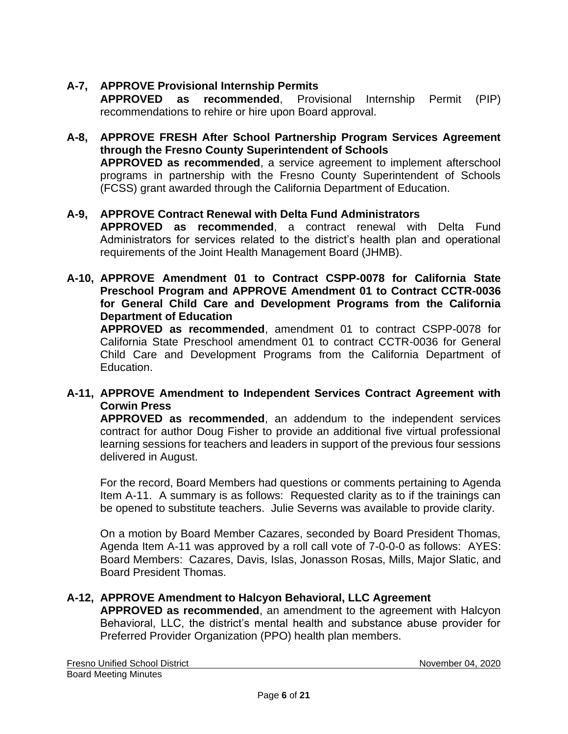**A-7, APPROVE Provisional Internship Permits**
**APPROVED as recommended**, Provisional Internship Permit (PIP) recommendations to rehire or hire upon Board approval.

**A-8, APPROVE FRESH After School Partnership Program Services Agreement through the Fresno County Superintendent of Schools**
**APPROVED as recommended**, a service agreement to implement afterschool programs in partnership with the Fresno County Superintendent of Schools (FCSS) grant awarded through the California Department of Education.

**A-9, APPROVE Contract Renewal with Delta Fund Administrators**
**APPROVED as recommended**, a contract renewal with Delta Fund Administrators for services related to the district's health plan and operational requirements of the Joint Health Management Board (JHMB).

**A-10, APPROVE Amendment 01 to Contract CSPP-0078 for California State Preschool Program and APPROVE Amendment 01 to Contract CCTR-0036 for General Child Care and Development Programs from the California Department of Education**
**APPROVED as recommended**, amendment 01 to contract CSPP-0078 for California State Preschool amendment 01 to contract CCTR-0036 for General Child Care and Development Programs from the California Department of Education.

**A-11, APPROVE Amendment to Independent Services Contract Agreement with Corwin Press**
**APPROVED as recommended**, an addendum to the independent services contract for author Doug Fisher to provide an additional five virtual professional learning sessions for teachers and leaders in support of the previous four sessions delivered in August.

For the record, Board Members had questions or comments pertaining to Agenda Item A-11. A summary is as follows: Requested clarity as to if the trainings can be opened to substitute teachers. Julie Severns was available to provide clarity.

On a motion by Board Member Cazares, seconded by Board President Thomas, Agenda Item A-11 was approved by a roll call vote of 7-0-0-0 as follows: AYES: Board Members: Cazares, Davis, Islas, Jonasson Rosas, Mills, Major Slatic, and Board President Thomas.

**A-12, APPROVE Amendment to Halcyon Behavioral, LLC Agreement**
**APPROVED as recommended**, an amendment to the agreement with Halcyon Behavioral, LLC, the district's mental health and substance abuse provider for Preferred Provider Organization (PPO) health plan members.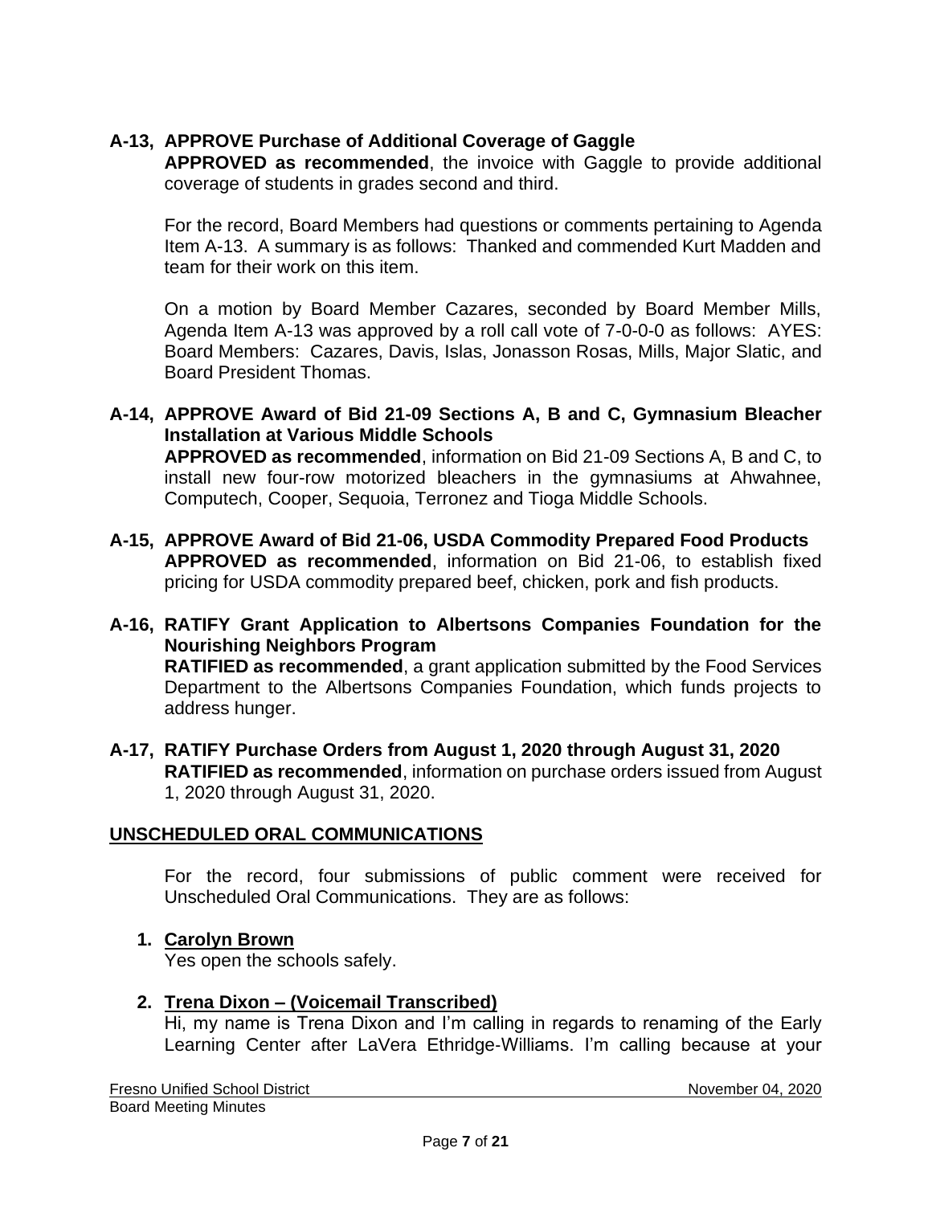**A-13, APPROVE Purchase of Additional Coverage of Gaggle**
**APPROVED as recommended**, the invoice with Gaggle to provide additional coverage of students in grades second and third.

For the record, Board Members had questions or comments pertaining to Agenda Item A-13. A summary is as follows: Thanked and commended Kurt Madden and team for their work on this item.

On a motion by Board Member Cazares, seconded by Board Member Mills, Agenda Item A-13 was approved by a roll call vote of 7-0-0-0 as follows: AYES: Board Members: Cazares, Davis, Islas, Jonasson Rosas, Mills, Major Slatic, and Board President Thomas.

**A-14, APPROVE Award of Bid 21-09 Sections A, B and C, Gymnasium Bleacher Installation at Various Middle Schools**
**APPROVED as recommended**, information on Bid 21-09 Sections A, B and C, to install new four-row motorized bleachers in the gymnasiums at Ahwahnee, Computech, Cooper, Sequoia, Terronez and Tioga Middle Schools.

**A-15, APPROVE Award of Bid 21-06, USDA Commodity Prepared Food Products**
**APPROVED as recommended**, information on Bid 21-06, to establish fixed pricing for USDA commodity prepared beef, chicken, pork and fish products.

**A-16, RATIFY Grant Application to Albertsons Companies Foundation for the Nourishing Neighbors Program**
**RATIFIED as recommended**, a grant application submitted by the Food Services Department to the Albertsons Companies Foundation, which funds projects to address hunger.

**A-17, RATIFY Purchase Orders from August 1, 2020 through August 31, 2020**
**RATIFIED as recommended**, information on purchase orders issued from August 1, 2020 through August 31, 2020.

## UNSCHEDULED ORAL COMMUNICATIONS

For the record, four submissions of public comment were received for Unscheduled Oral Communications. They are as follows:

1. **Carolyn Brown**
   Yes open the schools safely.

2. **Trena Dixon – (Voicemail Transcribed)**
   Hi, my name is Trena Dixon and I'm calling in regards to renaming of the Early Learning Center after LaVera Ethridge-Williams. I'm calling because at your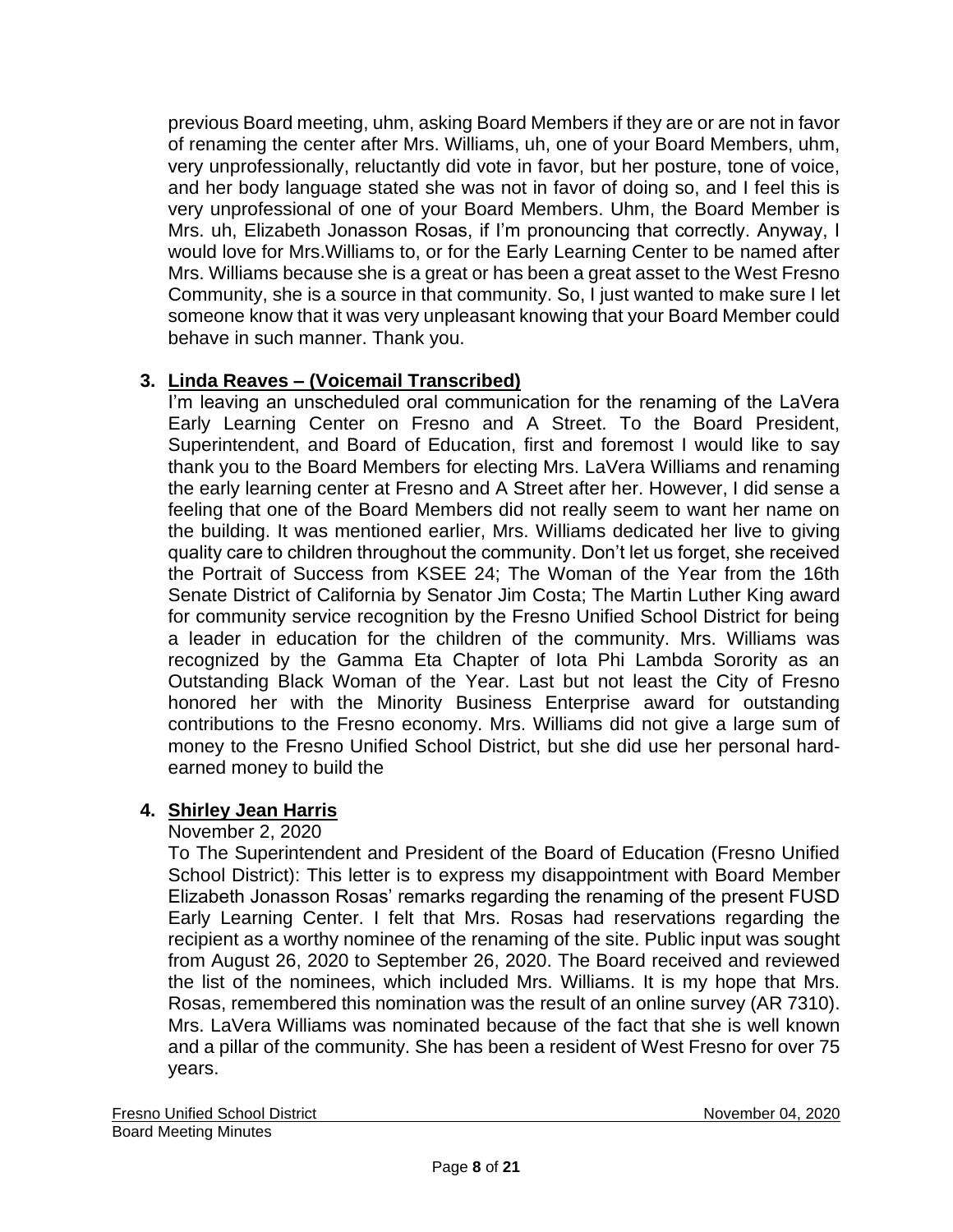previous Board meeting, uhm, asking Board Members if they are or are not in favor of renaming the center after Mrs. Williams, uh, one of your Board Members, uhm, very unprofessionally, reluctantly did vote in favor, but her posture, tone of voice, and her body language stated she was not in favor of doing so, and I feel this is very unprofessional of one of your Board Members. Uhm, the Board Member is Mrs. uh, Elizabeth Jonasson Rosas, if I'm pronouncing that correctly. Anyway, I would love for Mrs.Williams to, or for the Early Learning Center to be named after Mrs. Williams because she is a great or has been a great asset to the West Fresno Community, she is a source in that community. So, I just wanted to make sure I let someone know that it was very unpleasant knowing that your Board Member could behave in such manner. Thank you.

3. **<u>Linda Reaves – (Voicemail Transcribed)</u>**

I'm leaving an unscheduled oral communication for the renaming of the LaVera Early Learning Center on Fresno and A Street. To the Board President, Superintendent, and Board of Education, first and foremost I would like to say thank you to the Board Members for electing Mrs. LaVera Williams and renaming the early learning center at Fresno and A Street after her. However, I did sense a feeling that one of the Board Members did not really seem to want her name on the building. It was mentioned earlier, Mrs. Williams dedicated her live to giving quality care to children throughout the community. Don't let us forget, she received the Portrait of Success from KSEE 24; The Woman of the Year from the 16th Senate District of California by Senator Jim Costa; The Martin Luther King award for community service recognition by the Fresno Unified School District for being a leader in education for the children of the community. Mrs. Williams was recognized by the Gamma Eta Chapter of Iota Phi Lambda Sorority as an Outstanding Black Woman of the Year. Last but not least the City of Fresno honored her with the Minority Business Enterprise award for outstanding contributions to the Fresno economy. Mrs. Williams did not give a large sum of money to the Fresno Unified School District, but she did use her personal hard-earned money to build the

4. **<u>Shirley Jean Harris</u>**

November 2, 2020

To The Superintendent and President of the Board of Education (Fresno Unified School District): This letter is to express my disappointment with Board Member Elizabeth Jonasson Rosas' remarks regarding the renaming of the present FUSD Early Learning Center. I felt that Mrs. Rosas had reservations regarding the recipient as a worthy nominee of the renaming of the site. Public input was sought from August 26, 2020 to September 26, 2020. The Board received and reviewed the list of the nominees, which included Mrs. Williams. It is my hope that Mrs. Rosas, remembered this nomination was the result of an online survey (AR 7310). Mrs. LaVera Williams was nominated because of the fact that she is well known and a pillar of the community. She has been a resident of West Fresno for over 75 years.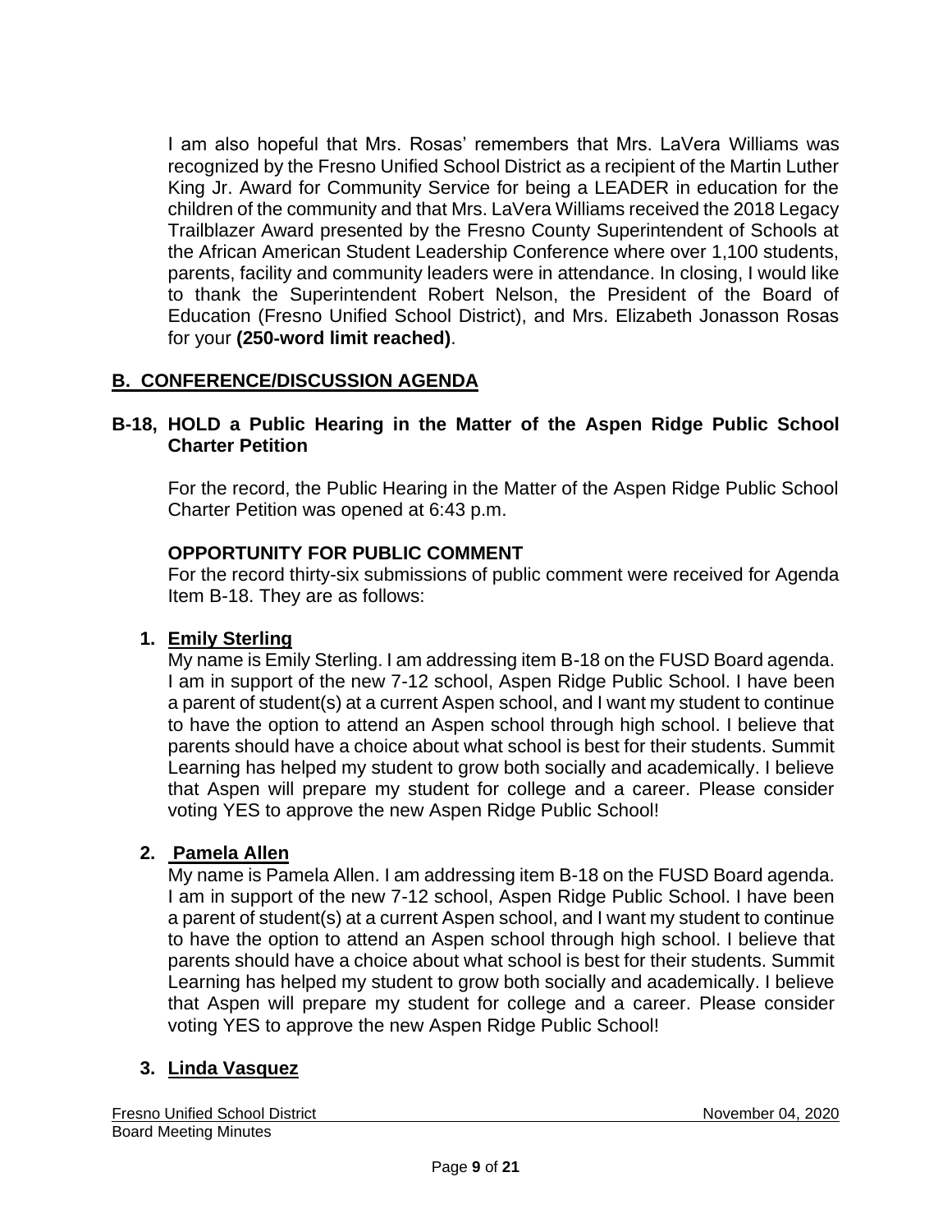I am also hopeful that Mrs. Rosas' remembers that Mrs. LaVera Williams was recognized by the Fresno Unified School District as a recipient of the Martin Luther King Jr. Award for Community Service for being a LEADER in education for the children of the community and that Mrs. LaVera Williams received the 2018 Legacy Trailblazer Award presented by the Fresno County Superintendent of Schools at the African American Student Leadership Conference where over 1,100 students, parents, facility and community leaders were in attendance. In closing, I would like to thank the Superintendent Robert Nelson, the President of the Board of Education (Fresno Unified School District), and Mrs. Elizabeth Jonasson Rosas for your **(250-word limit reached)**.

## B. CONFERENCE/DISCUSSION AGENDA

### B-18, HOLD a Public Hearing in the Matter of the Aspen Ridge Public School Charter Petition

For the record, the Public Hearing in the Matter of the Aspen Ridge Public School Charter Petition was opened at 6:43 p.m.

**OPPORTUNITY FOR PUBLIC COMMENT**
For the record thirty-six submissions of public comment were received for Agenda Item B-18. They are as follows:

1. **Emily Sterling**
My name is Emily Sterling. I am addressing item B-18 on the FUSD Board agenda. I am in support of the new 7-12 school, Aspen Ridge Public School. I have been a parent of student(s) at a current Aspen school, and I want my student to continue to have the option to attend an Aspen school through high school. I believe that parents should have a choice about what school is best for their students. Summit Learning has helped my student to grow both socially and academically. I believe that Aspen will prepare my student for college and a career. Please consider voting YES to approve the new Aspen Ridge Public School!

2. **Pamela Allen**
My name is Pamela Allen. I am addressing item B-18 on the FUSD Board agenda. I am in support of the new 7-12 school, Aspen Ridge Public School. I have been a parent of student(s) at a current Aspen school, and I want my student to continue to have the option to attend an Aspen school through high school. I believe that parents should have a choice about what school is best for their students. Summit Learning has helped my student to grow both socially and academically. I believe that Aspen will prepare my student for college and a career. Please consider voting YES to approve the new Aspen Ridge Public School!

3. **Linda Vasquez**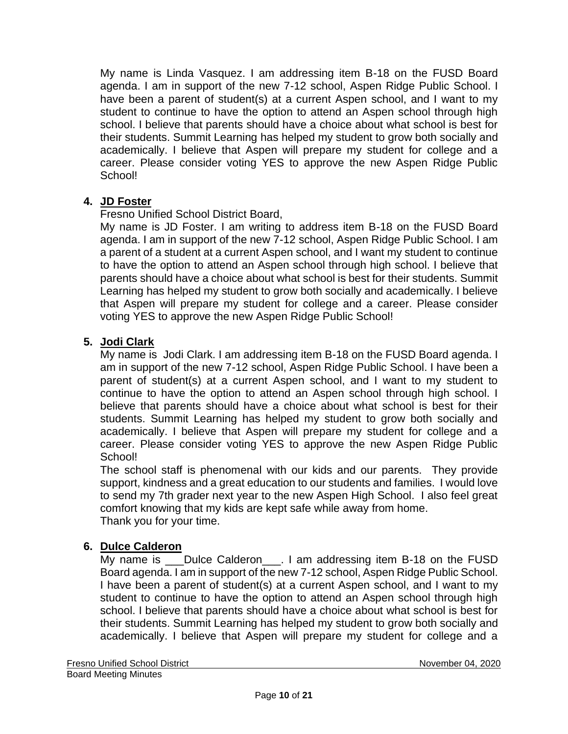My name is Linda Vasquez. I am addressing item B-18 on the FUSD Board agenda. I am in support of the new 7-12 school, Aspen Ridge Public School. I have been a parent of student(s) at a current Aspen school, and I want to my student to continue to have the option to attend an Aspen school through high school. I believe that parents should have a choice about what school is best for their students. Summit Learning has helped my student to grow both socially and academically. I believe that Aspen will prepare my student for college and a career. Please consider voting YES to approve the new Aspen Ridge Public School!

4. **JD Foster**

   Fresno Unified School District Board,

   My name is JD Foster. I am writing to address item B-18 on the FUSD Board agenda. I am in support of the new 7-12 school, Aspen Ridge Public School. I am a parent of a student at a current Aspen school, and I want my student to continue to have the option to attend an Aspen school through high school. I believe that parents should have a choice about what school is best for their students. Summit Learning has helped my student to grow both socially and academically. I believe that Aspen will prepare my student for college and a career. Please consider voting YES to approve the new Aspen Ridge Public School!

5. **Jodi Clark**

   My name is Jodi Clark. I am addressing item B-18 on the FUSD Board agenda. I am in support of the new 7-12 school, Aspen Ridge Public School. I have been a parent of student(s) at a current Aspen school, and I want to my student to continue to have the option to attend an Aspen school through high school. I believe that parents should have a choice about what school is best for their students. Summit Learning has helped my student to grow both socially and academically. I believe that Aspen will prepare my student for college and a career. Please consider voting YES to approve the new Aspen Ridge Public School!

   The school staff is phenomenal with our kids and our parents. They provide support, kindness and a great education to our students and families. I would love to send my 7th grader next year to the new Aspen High School. I also feel great comfort knowing that my kids are kept safe while away from home.

   Thank you for your time.

6. **Dulce Calderon**

   My name is \_\_\_Dulce Calderon\_\_\_. I am addressing item B-18 on the FUSD Board agenda. I am in support of the new 7-12 school, Aspen Ridge Public School. I have been a parent of student(s) at a current Aspen school, and I want to my student to continue to have the option to attend an Aspen school through high school. I believe that parents should have a choice about what school is best for their students. Summit Learning has helped my student to grow both socially and academically. I believe that Aspen will prepare my student for college and a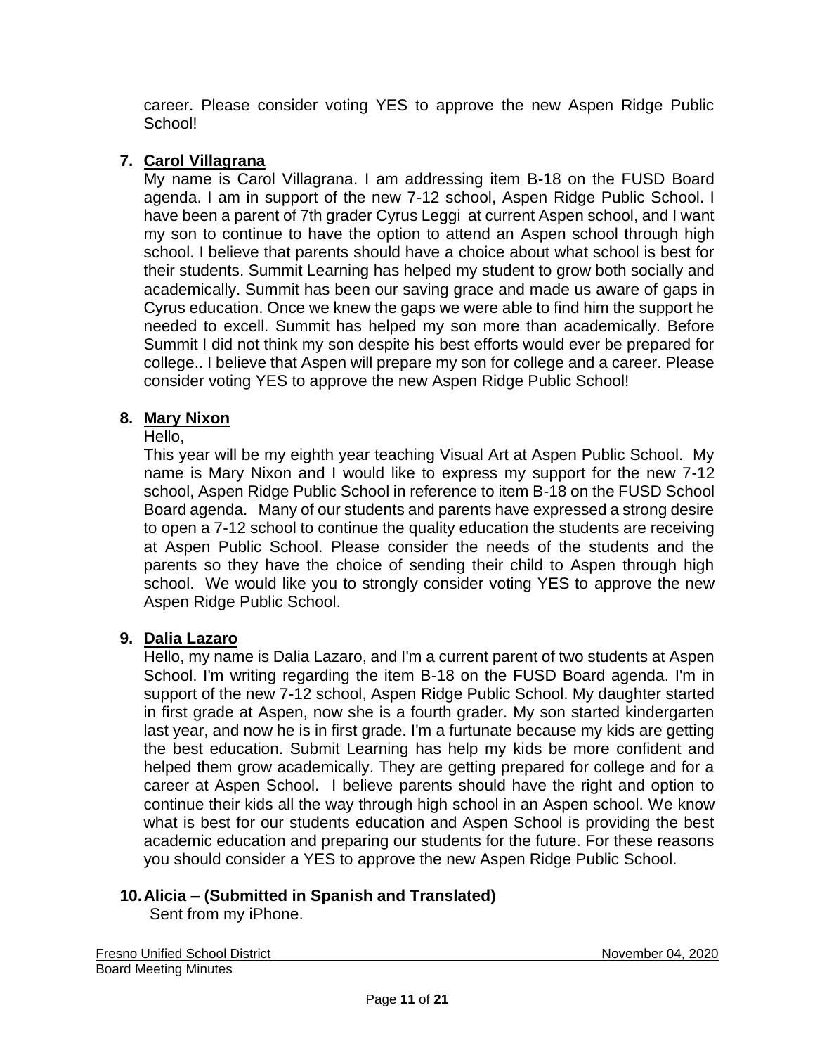career. Please consider voting YES to approve the new Aspen Ridge Public School!

7. **Carol Villagrana**

   My name is Carol Villagrana. I am addressing item B-18 on the FUSD Board agenda. I am in support of the new 7-12 school, Aspen Ridge Public School. I have been a parent of 7th grader Cyrus Leggi at current Aspen school, and I want my son to continue to have the option to attend an Aspen school through high school. I believe that parents should have a choice about what school is best for their students. Summit Learning has helped my student to grow both socially and academically. Summit has been our saving grace and made us aware of gaps in Cyrus education. Once we knew the gaps we were able to find him the support he needed to excell. Summit has helped my son more than academically. Before Summit I did not think my son despite his best efforts would ever be prepared for college.. I believe that Aspen will prepare my son for college and a career. Please consider voting YES to approve the new Aspen Ridge Public School!

8. **Mary Nixon**

   Hello,

   This year will be my eighth year teaching Visual Art at Aspen Public School. My name is Mary Nixon and I would like to express my support for the new 7-12 school, Aspen Ridge Public School in reference to item B-18 on the FUSD School Board agenda. Many of our students and parents have expressed a strong desire to open a 7-12 school to continue the quality education the students are receiving at Aspen Public School. Please consider the needs of the students and the parents so they have the choice of sending their child to Aspen through high school. We would like you to strongly consider voting YES to approve the new Aspen Ridge Public School.

9. **Dalia Lazaro**

   Hello, my name is Dalia Lazaro, and I'm a current parent of two students at Aspen School. I'm writing regarding the item B-18 on the FUSD Board agenda. I'm in support of the new 7-12 school, Aspen Ridge Public School. My daughter started in first grade at Aspen, now she is a fourth grader. My son started kindergarten last year, and now he is in first grade. I'm a furtunate because my kids are getting the best education. Submit Learning has help my kids be more confident and helped them grow academically. They are getting prepared for college and for a career at Aspen School. I believe parents should have the right and option to continue their kids all the way through high school in an Aspen school. We know what is best for our students education and Aspen School is providing the best academic education and preparing our students for the future. For these reasons you should consider a YES to approve the new Aspen Ridge Public School.

10. **Alicia – (Submitted in Spanish and Translated)**

    Sent from my iPhone.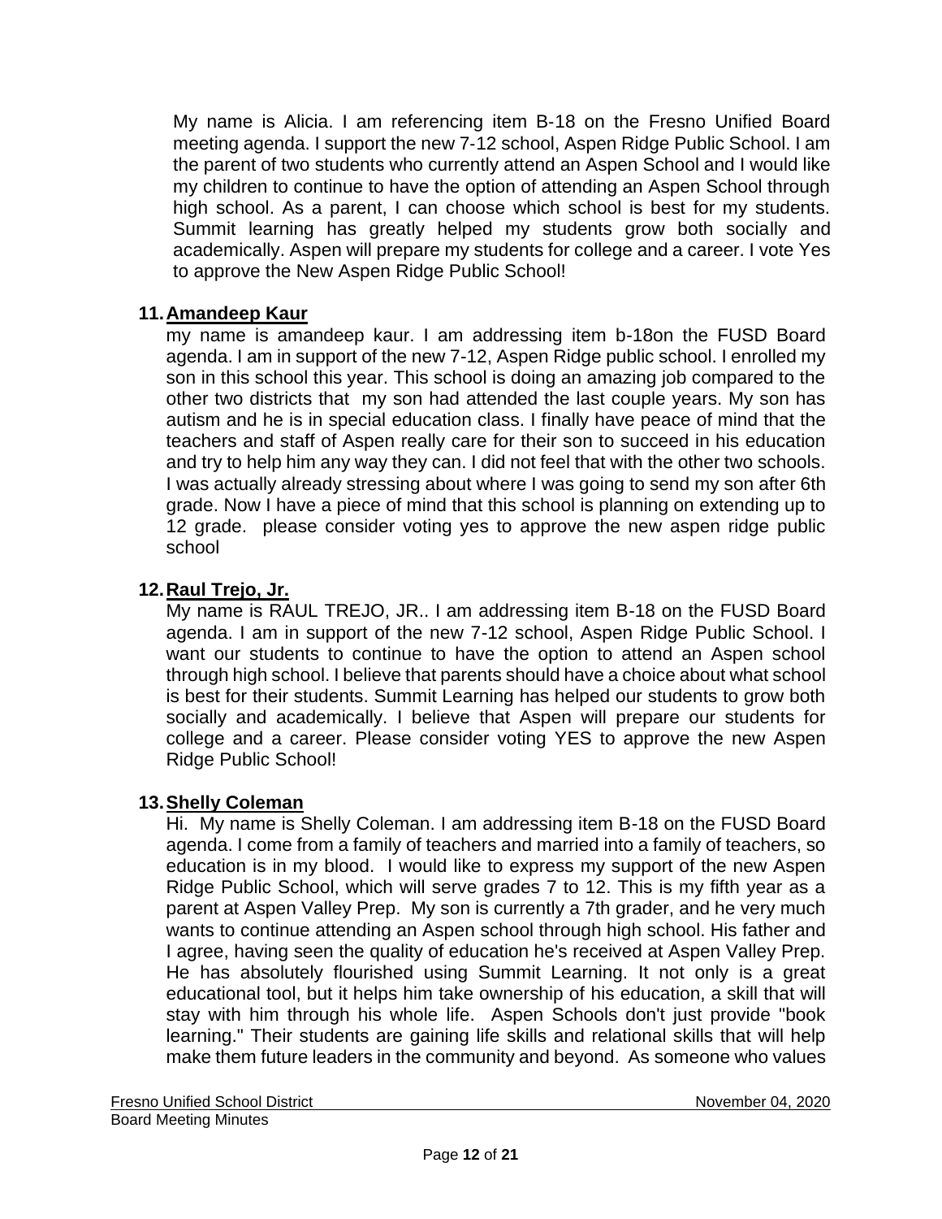My name is Alicia. I am referencing item B-18 on the Fresno Unified Board meeting agenda. I support the new 7-12 school, Aspen Ridge Public School. I am the parent of two students who currently attend an Aspen School and I would like my children to continue to have the option of attending an Aspen School through high school. As a parent, I can choose which school is best for my students. Summit learning has greatly helped my students grow both socially and academically. Aspen will prepare my students for college and a career. I vote Yes to approve the New Aspen Ridge Public School!

11. **Amandeep Kaur**

my name is amandeep kaur. I am addressing item b-18on the FUSD Board agenda. I am in support of the new 7-12, Aspen Ridge public school. I enrolled my son in this school this year. This school is doing an amazing job compared to the other two districts that my son had attended the last couple years. My son has autism and he is in special education class. I finally have peace of mind that the teachers and staff of Aspen really care for their son to succeed in his education and try to help him any way they can. I did not feel that with the other two schools. I was actually already stressing about where I was going to send my son after 6th grade. Now I have a piece of mind that this school is planning on extending up to 12 grade. please consider voting yes to approve the new aspen ridge public school

12. **Raul Trejo, Jr.**

My name is RAUL TREJO, JR.. I am addressing item B-18 on the FUSD Board agenda. I am in support of the new 7-12 school, Aspen Ridge Public School. I want our students to continue to have the option to attend an Aspen school through high school. I believe that parents should have a choice about what school is best for their students. Summit Learning has helped our students to grow both socially and academically. I believe that Aspen will prepare our students for college and a career. Please consider voting YES to approve the new Aspen Ridge Public School!

13. **Shelly Coleman**

Hi. My name is Shelly Coleman. I am addressing item B-18 on the FUSD Board agenda. I come from a family of teachers and married into a family of teachers, so education is in my blood. I would like to express my support of the new Aspen Ridge Public School, which will serve grades 7 to 12. This is my fifth year as a parent at Aspen Valley Prep. My son is currently a 7th grader, and he very much wants to continue attending an Aspen school through high school. His father and I agree, having seen the quality of education he's received at Aspen Valley Prep. He has absolutely flourished using Summit Learning. It not only is a great educational tool, but it helps him take ownership of his education, a skill that will stay with him through his whole life. Aspen Schools don't just provide "book learning." Their students are gaining life skills and relational skills that will help make them future leaders in the community and beyond. As someone who values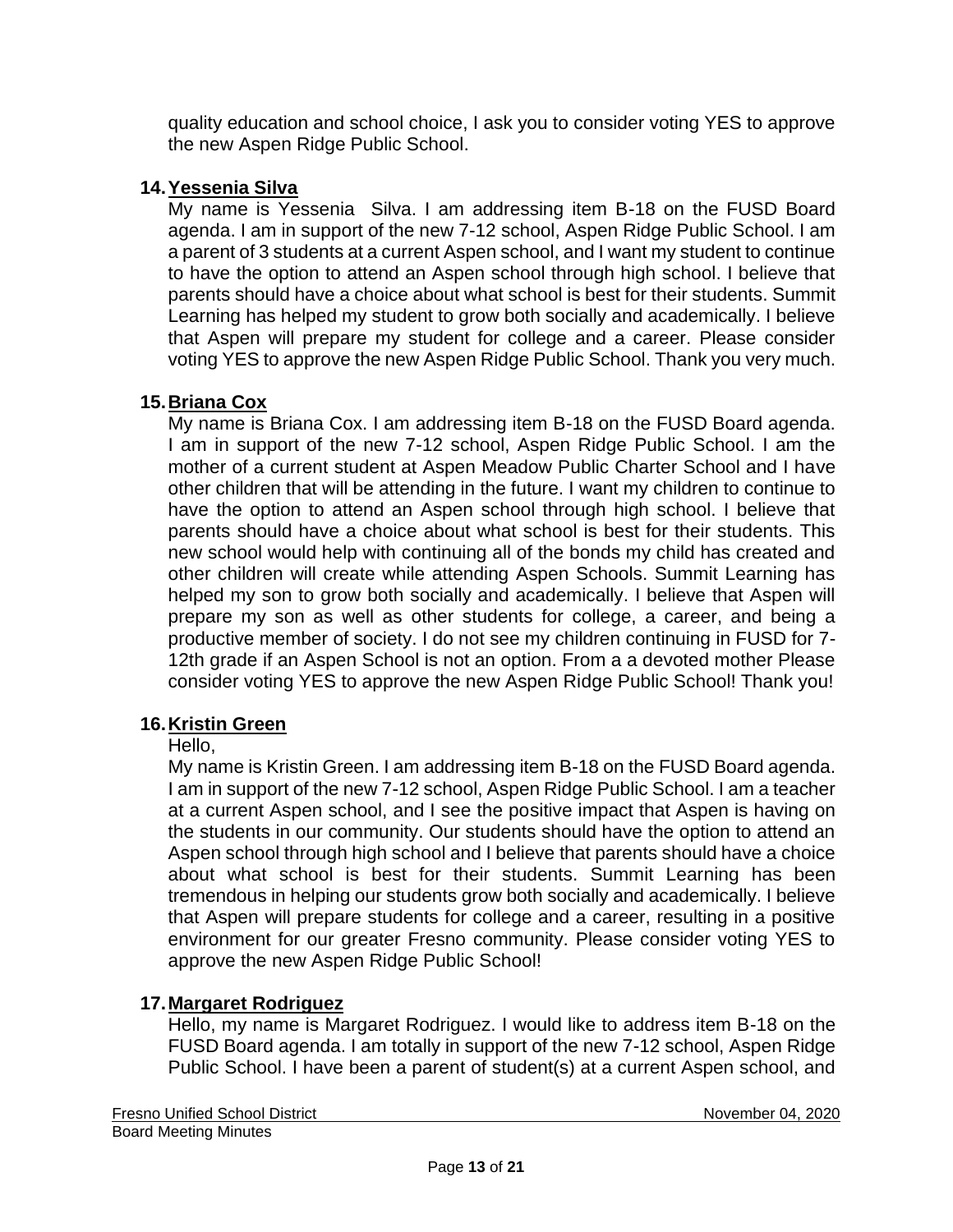quality education and school choice, I ask you to consider voting YES to approve the new Aspen Ridge Public School.

14. **Yessenia Silva**

My name is Yessenia  Silva. I am addressing item B-18 on the FUSD Board agenda. I am in support of the new 7-12 school, Aspen Ridge Public School. I am a parent of 3 students at a current Aspen school, and I want my student to continue to have the option to attend an Aspen school through high school. I believe that parents should have a choice about what school is best for their students. Summit Learning has helped my student to grow both socially and academically. I believe that Aspen will prepare my student for college and a career. Please consider voting YES to approve the new Aspen Ridge Public School. Thank you very much.

15. **Briana Cox**

My name is Briana Cox. I am addressing item B-18 on the FUSD Board agenda. I am in support of the new 7-12 school, Aspen Ridge Public School. I am the mother of a current student at Aspen Meadow Public Charter School and I have other children that will be attending in the future. I want my children to continue to have the option to attend an Aspen school through high school. I believe that parents should have a choice about what school is best for their students. This new school would help with continuing all of the bonds my child has created and other children will create while attending Aspen Schools. Summit Learning has helped my son to grow both socially and academically. I believe that Aspen will prepare my son as well as other students for college, a career, and being a productive member of society. I do not see my children continuing in FUSD for 7-12th grade if an Aspen School is not an option. From a a devoted mother Please consider voting YES to approve the new Aspen Ridge Public School! Thank you!

16. **Kristin Green**

Hello,

My name is Kristin Green. I am addressing item B-18 on the FUSD Board agenda. I am in support of the new 7-12 school, Aspen Ridge Public School. I am a teacher at a current Aspen school, and I see the positive impact that Aspen is having on the students in our community. Our students should have the option to attend an Aspen school through high school and I believe that parents should have a choice about what school is best for their students. Summit Learning has been tremendous in helping our students grow both socially and academically. I believe that Aspen will prepare students for college and a career, resulting in a positive environment for our greater Fresno community. Please consider voting YES to approve the new Aspen Ridge Public School!

17. **Margaret Rodriguez**

Hello, my name is Margaret Rodriguez. I would like to address item B-18 on the FUSD Board agenda. I am totally in support of the new 7-12 school, Aspen Ridge Public School. I have been a parent of student(s) at a current Aspen school, and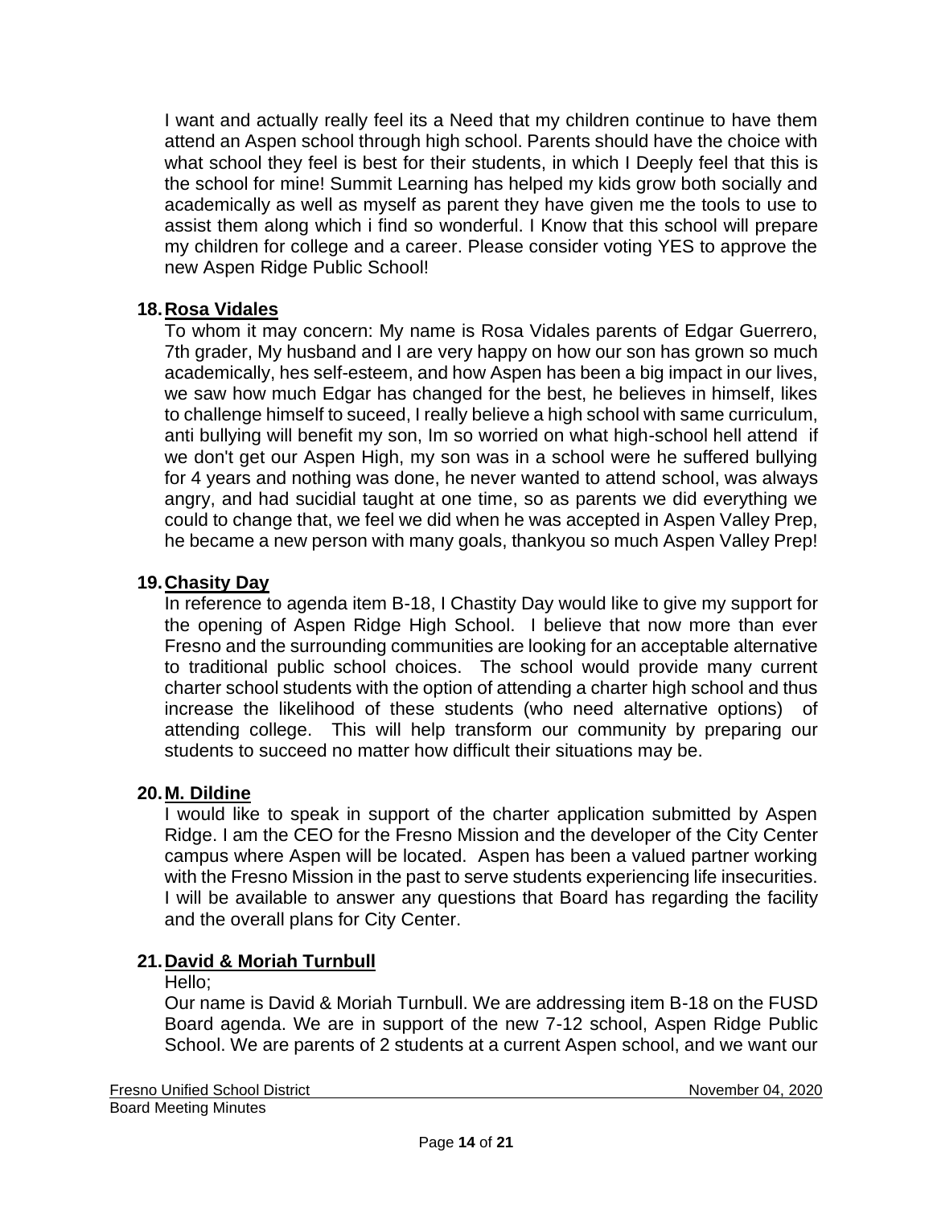I want and actually really feel its a Need that my children continue to have them attend an Aspen school through high school. Parents should have the choice with what school they feel is best for their students, in which I Deeply feel that this is the school for mine! Summit Learning has helped my kids grow both socially and academically as well as myself as parent they have given me the tools to use to assist them along which i find so wonderful. I Know that this school will prepare my children for college and a career. Please consider voting YES to approve the new Aspen Ridge Public School!

18. **Rosa Vidales**

To whom it may concern: My name is Rosa Vidales parents of Edgar Guerrero, 7th grader, My husband and I are very happy on how our son has grown so much academically, hes self-esteem, and how Aspen has been a big impact in our lives, we saw how much Edgar has changed for the best, he believes in himself, likes to challenge himself to suceed, I really believe a high school with same curriculum, anti bullying will benefit my son, Im so worried on what high-school hell attend if we don't get our Aspen High, my son was in a school were he suffered bullying for 4 years and nothing was done, he never wanted to attend school, was always angry, and had sucidial taught at one time, so as parents we did everything we could to change that, we feel we did when he was accepted in Aspen Valley Prep, he became a new person with many goals, thankyou so much Aspen Valley Prep!

19. **Chasity Day**

In reference to agenda item B-18, I Chastity Day would like to give my support for the opening of Aspen Ridge High School. I believe that now more than ever Fresno and the surrounding communities are looking for an acceptable alternative to traditional public school choices. The school would provide many current charter school students with the option of attending a charter high school and thus increase the likelihood of these students (who need alternative options) of attending college. This will help transform our community by preparing our students to succeed no matter how difficult their situations may be.

20. **M. Dildine**

I would like to speak in support of the charter application submitted by Aspen Ridge. I am the CEO for the Fresno Mission and the developer of the City Center campus where Aspen will be located. Aspen has been a valued partner working with the Fresno Mission in the past to serve students experiencing life insecurities. I will be available to answer any questions that Board has regarding the facility and the overall plans for City Center.

21. **David & Moriah Turnbull**

Hello;

Our name is David & Moriah Turnbull. We are addressing item B-18 on the FUSD Board agenda. We are in support of the new 7-12 school, Aspen Ridge Public School. We are parents of 2 students at a current Aspen school, and we want our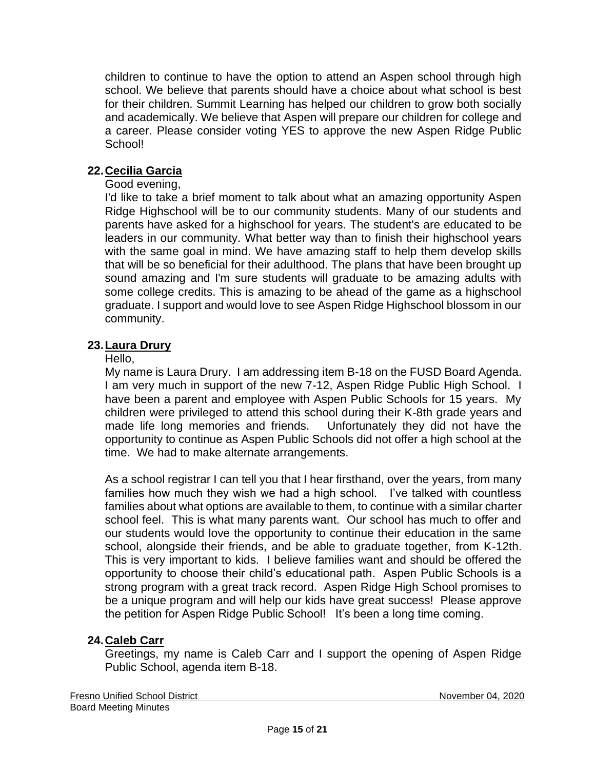children to continue to have the option to attend an Aspen school through high school. We believe that parents should have a choice about what school is best for their children. Summit Learning has helped our children to grow both socially and academically. We believe that Aspen will prepare our children for college and a career. Please consider voting YES to approve the new Aspen Ridge Public School!

**22. Cecilia Garcia**

Good evening,

I'd like to take a brief moment to talk about what an amazing opportunity Aspen Ridge Highschool will be to our community students. Many of our students and parents have asked for a highschool for years. The student's are educated to be leaders in our community. What better way than to finish their highschool years with the same goal in mind. We have amazing staff to help them develop skills that will be so beneficial for their adulthood. The plans that have been brought up sound amazing and I'm sure students will graduate to be amazing adults with some college credits. This is amazing to be ahead of the game as a highschool graduate. I support and would love to see Aspen Ridge Highschool blossom in our community.

**23. Laura Drury**

Hello,

My name is Laura Drury. I am addressing item B-18 on the FUSD Board Agenda. I am very much in support of the new 7-12, Aspen Ridge Public High School. I have been a parent and employee with Aspen Public Schools for 15 years. My children were privileged to attend this school during their K-8th grade years and made life long memories and friends. Unfortunately they did not have the opportunity to continue as Aspen Public Schools did not offer a high school at the time. We had to make alternate arrangements.

As a school registrar I can tell you that I hear firsthand, over the years, from many families how much they wish we had a high school. I've talked with countless families about what options are available to them, to continue with a similar charter school feel. This is what many parents want. Our school has much to offer and our students would love the opportunity to continue their education in the same school, alongside their friends, and be able to graduate together, from K-12th. This is very important to kids. I believe families want and should be offered the opportunity to choose their child's educational path. Aspen Public Schools is a strong program with a great track record. Aspen Ridge High School promises to be a unique program and will help our kids have great success! Please approve the petition for Aspen Ridge Public School! It's been a long time coming.

**24. Caleb Carr**

Greetings, my name is Caleb Carr and I support the opening of Aspen Ridge Public School, agenda item B-18.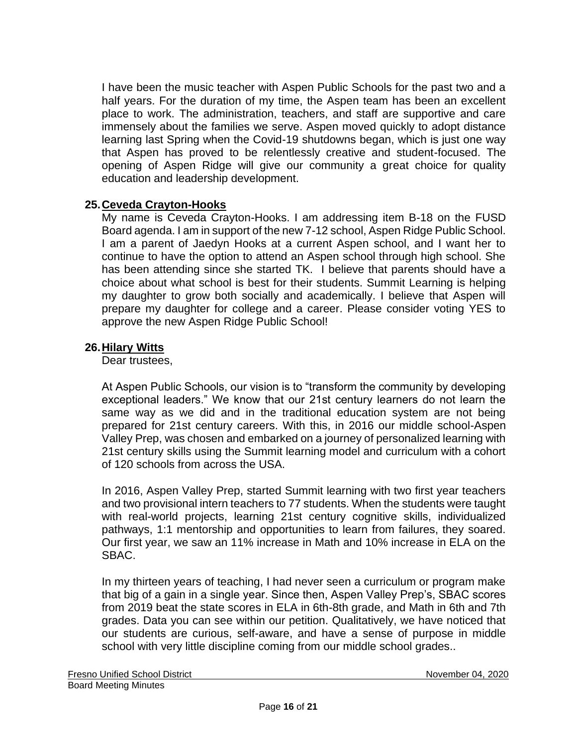I have been the music teacher with Aspen Public Schools for the past two and a half years. For the duration of my time, the Aspen team has been an excellent place to work. The administration, teachers, and staff are supportive and care immensely about the families we serve. Aspen moved quickly to adopt distance learning last Spring when the Covid-19 shutdowns began, which is just one way that Aspen has proved to be relentlessly creative and student-focused. The opening of Aspen Ridge will give our community a great choice for quality education and leadership development.

**25. Ceveda Crayton-Hooks**

My name is Ceveda Crayton-Hooks. I am addressing item B-18 on the FUSD Board agenda. I am in support of the new 7-12 school, Aspen Ridge Public School. I am a parent of Jaedyn Hooks at a current Aspen school, and I want her to continue to have the option to attend an Aspen school through high school. She has been attending since she started TK. I believe that parents should have a choice about what school is best for their students. Summit Learning is helping my daughter to grow both socially and academically. I believe that Aspen will prepare my daughter for college and a career. Please consider voting YES to approve the new Aspen Ridge Public School!

**26. Hilary Witts**

Dear trustees,

At Aspen Public Schools, our vision is to "transform the community by developing exceptional leaders." We know that our 21st century learners do not learn the same way as we did and in the traditional education system are not being prepared for 21st century careers. With this, in 2016 our middle school-Aspen Valley Prep, was chosen and embarked on a journey of personalized learning with 21st century skills using the Summit learning model and curriculum with a cohort of 120 schools from across the USA.

In 2016, Aspen Valley Prep, started Summit learning with two first year teachers and two provisional intern teachers to 77 students. When the students were taught with real-world projects, learning 21st century cognitive skills, individualized pathways, 1:1 mentorship and opportunities to learn from failures, they soared. Our first year, we saw an 11% increase in Math and 10% increase in ELA on the SBAC.

In my thirteen years of teaching, I had never seen a curriculum or program make that big of a gain in a single year. Since then, Aspen Valley Prep's, SBAC scores from 2019 beat the state scores in ELA in 6th-8th grade, and Math in 6th and 7th grades. Data you can see within our petition. Qualitatively, we have noticed that our students are curious, self-aware, and have a sense of purpose in middle school with very little discipline coming from our middle school grades..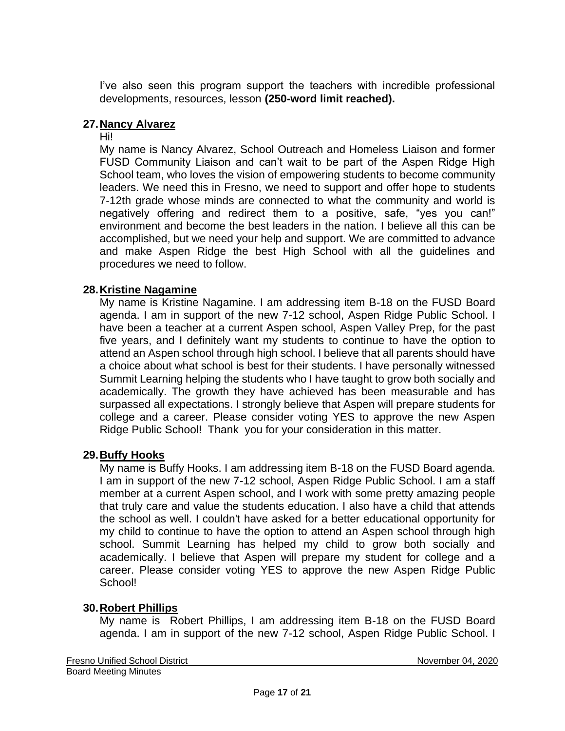I've also seen this program support the teachers with incredible professional developments, resources, lesson **(250-word limit reached).**

**27. Nancy Alvarez**

Hi!

My name is Nancy Alvarez, School Outreach and Homeless Liaison and former FUSD Community Liaison and can't wait to be part of the Aspen Ridge High School team, who loves the vision of empowering students to become community leaders. We need this in Fresno, we need to support and offer hope to students 7-12th grade whose minds are connected to what the community and world is negatively offering and redirect them to a positive, safe, "yes you can!" environment and become the best leaders in the nation. I believe all this can be accomplished, but we need your help and support. We are committed to advance and make Aspen Ridge the best High School with all the guidelines and procedures we need to follow.

**28. Kristine Nagamine**

My name is Kristine Nagamine. I am addressing item B-18 on the FUSD Board agenda. I am in support of the new 7-12 school, Aspen Ridge Public School. I have been a teacher at a current Aspen school, Aspen Valley Prep, for the past five years, and I definitely want my students to continue to have the option to attend an Aspen school through high school. I believe that all parents should have a choice about what school is best for their students. I have personally witnessed Summit Learning helping the students who I have taught to grow both socially and academically. The growth they have achieved has been measurable and has surpassed all expectations. I strongly believe that Aspen will prepare students for college and a career. Please consider voting YES to approve the new Aspen Ridge Public School! Thank you for your consideration in this matter.

**29. Buffy Hooks**

My name is Buffy Hooks. I am addressing item B-18 on the FUSD Board agenda. I am in support of the new 7-12 school, Aspen Ridge Public School. I am a staff member at a current Aspen school, and I work with some pretty amazing people that truly care and value the students education. I also have a child that attends the school as well. I couldn't have asked for a better educational opportunity for my child to continue to have the option to attend an Aspen school through high school. Summit Learning has helped my child to grow both socially and academically. I believe that Aspen will prepare my student for college and a career. Please consider voting YES to approve the new Aspen Ridge Public School!

**30. Robert Phillips**

My name is Robert Phillips, I am addressing item B-18 on the FUSD Board agenda. I am in support of the new 7-12 school, Aspen Ridge Public School. I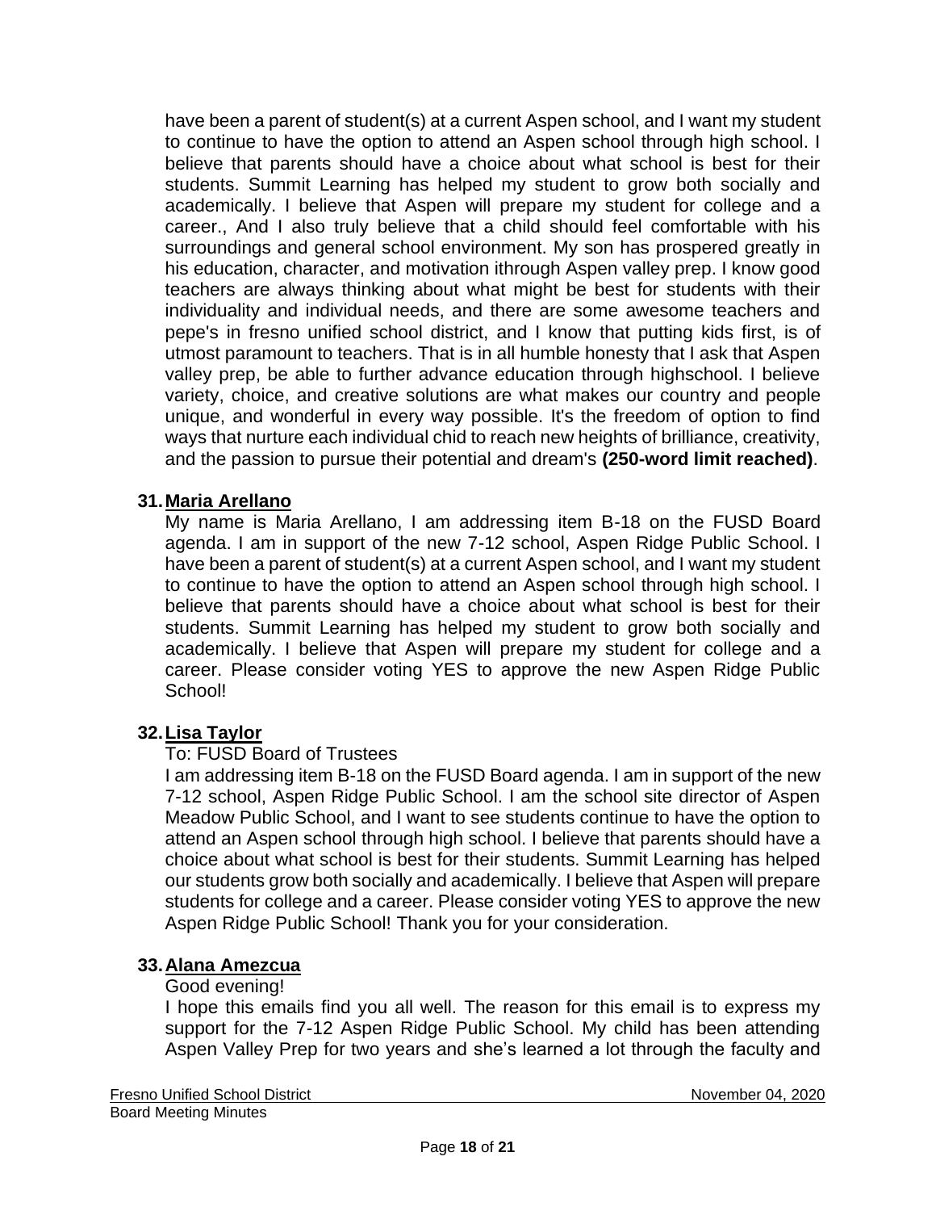have been a parent of student(s) at a current Aspen school, and I want my student to continue to have the option to attend an Aspen school through high school. I believe that parents should have a choice about what school is best for their students. Summit Learning has helped my student to grow both socially and academically. I believe that Aspen will prepare my student for college and a career., And I also truly believe that a child should feel comfortable with his surroundings and general school environment. My son has prospered greatly in his education, character, and motivation ithrough Aspen valley prep. I know good teachers are always thinking about what might be best for students with their individuality and individual needs, and there are some awesome teachers and pepe's in fresno unified school district, and I know that putting kids first, is of utmost paramount to teachers. That is in all humble honesty that I ask that Aspen valley prep, be able to further advance education through highschool. I believe variety, choice, and creative solutions are what makes our country and people unique, and wonderful in every way possible. It's the freedom of option to find ways that nurture each individual chid to reach new heights of brilliance, creativity, and the passion to pursue their potential and dream's **(250-word limit reached)**.

31. **Maria Arellano**

My name is Maria Arellano, I am addressing item B-18 on the FUSD Board agenda. I am in support of the new 7-12 school, Aspen Ridge Public School. I have been a parent of student(s) at a current Aspen school, and I want my student to continue to have the option to attend an Aspen school through high school. I believe that parents should have a choice about what school is best for their students. Summit Learning has helped my student to grow both socially and academically. I believe that Aspen will prepare my student for college and a career. Please consider voting YES to approve the new Aspen Ridge Public School!

32. **Lisa Taylor**

To: FUSD Board of Trustees

I am addressing item B-18 on the FUSD Board agenda. I am in support of the new 7-12 school, Aspen Ridge Public School. I am the school site director of Aspen Meadow Public School, and I want to see students continue to have the option to attend an Aspen school through high school. I believe that parents should have a choice about what school is best for their students. Summit Learning has helped our students grow both socially and academically. I believe that Aspen will prepare students for college and a career. Please consider voting YES to approve the new Aspen Ridge Public School! Thank you for your consideration.

33. **Alana Amezcua**

Good evening!

I hope this emails find you all well. The reason for this email is to express my support for the 7-12 Aspen Ridge Public School. My child has been attending Aspen Valley Prep for two years and she's learned a lot through the faculty and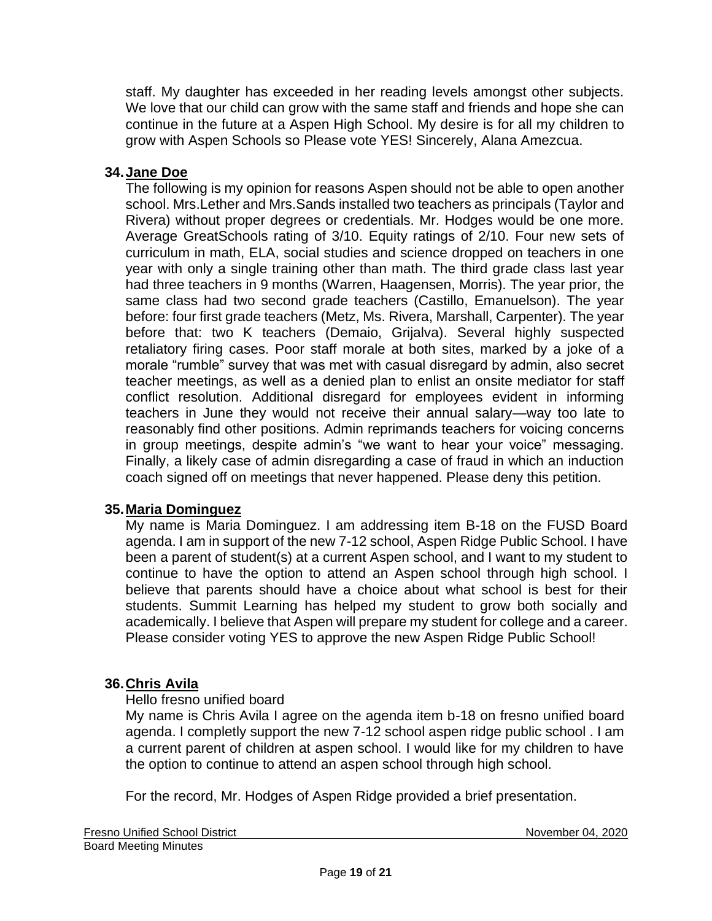staff. My daughter has exceeded in her reading levels amongst other subjects. We love that our child can grow with the same staff and friends and hope she can continue in the future at a Aspen High School. My desire is for all my children to grow with Aspen Schools so Please vote YES! Sincerely, Alana Amezcua.

**34. Jane Doe**

The following is my opinion for reasons Aspen should not be able to open another school. Mrs.Lether and Mrs.Sands installed two teachers as principals (Taylor and Rivera) without proper degrees or credentials. Mr. Hodges would be one more. Average GreatSchools rating of 3/10. Equity ratings of 2/10. Four new sets of curriculum in math, ELA, social studies and science dropped on teachers in one year with only a single training other than math. The third grade class last year had three teachers in 9 months (Warren, Haagensen, Morris). The year prior, the same class had two second grade teachers (Castillo, Emanuelson). The year before: four first grade teachers (Metz, Ms. Rivera, Marshall, Carpenter). The year before that: two K teachers (Demaio, Grijalva). Several highly suspected retaliatory firing cases. Poor staff morale at both sites, marked by a joke of a morale "rumble" survey that was met with casual disregard by admin, also secret teacher meetings, as well as a denied plan to enlist an onsite mediator for staff conflict resolution. Additional disregard for employees evident in informing teachers in June they would not receive their annual salary—way too late to reasonably find other positions. Admin reprimands teachers for voicing concerns in group meetings, despite admin's "we want to hear your voice" messaging. Finally, a likely case of admin disregarding a case of fraud in which an induction coach signed off on meetings that never happened. Please deny this petition.

**35. Maria Dominguez**

My name is Maria Dominguez. I am addressing item B-18 on the FUSD Board agenda. I am in support of the new 7-12 school, Aspen Ridge Public School. I have been a parent of student(s) at a current Aspen school, and I want to my student to continue to have the option to attend an Aspen school through high school. I believe that parents should have a choice about what school is best for their students. Summit Learning has helped my student to grow both socially and academically. I believe that Aspen will prepare my student for college and a career. Please consider voting YES to approve the new Aspen Ridge Public School!

**36. Chris Avila**

Hello fresno unified board
My name is Chris Avila I agree on the agenda item b-18 on fresno unified board agenda. I completly support the new 7-12 school aspen ridge public school . I am a current parent of children at aspen school. I would like for my children to have the option to continue to attend an aspen school through high school.

For the record, Mr. Hodges of Aspen Ridge provided a brief presentation.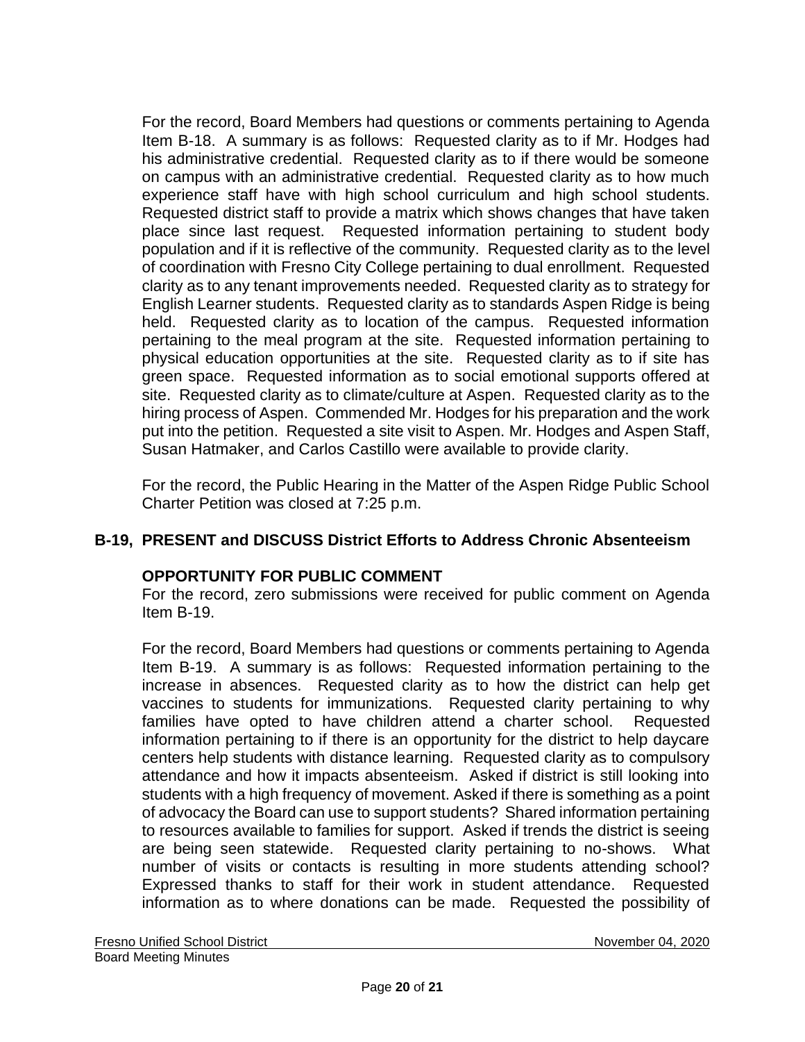For the record, Board Members had questions or comments pertaining to Agenda Item B-18. A summary is as follows: Requested clarity as to if Mr. Hodges had his administrative credential. Requested clarity as to if there would be someone on campus with an administrative credential. Requested clarity as to how much experience staff have with high school curriculum and high school students. Requested district staff to provide a matrix which shows changes that have taken place since last request. Requested information pertaining to student body population and if it is reflective of the community. Requested clarity as to the level of coordination with Fresno City College pertaining to dual enrollment. Requested clarity as to any tenant improvements needed. Requested clarity as to strategy for English Learner students. Requested clarity as to standards Aspen Ridge is being held. Requested clarity as to location of the campus. Requested information pertaining to the meal program at the site. Requested information pertaining to physical education opportunities at the site. Requested clarity as to if site has green space. Requested information as to social emotional supports offered at site. Requested clarity as to climate/culture at Aspen. Requested clarity as to the hiring process of Aspen. Commended Mr. Hodges for his preparation and the work put into the petition. Requested a site visit to Aspen. Mr. Hodges and Aspen Staff, Susan Hatmaker, and Carlos Castillo were available to provide clarity.

For the record, the Public Hearing in the Matter of the Aspen Ridge Public School Charter Petition was closed at 7:25 p.m.

**B-19, PRESENT and DISCUSS District Efforts to Address Chronic Absenteeism**

**OPPORTUNITY FOR PUBLIC COMMENT**
For the record, zero submissions were received for public comment on Agenda Item B-19.

For the record, Board Members had questions or comments pertaining to Agenda Item B-19. A summary is as follows: Requested information pertaining to the increase in absences. Requested clarity as to how the district can help get vaccines to students for immunizations. Requested clarity pertaining to why families have opted to have children attend a charter school. Requested information pertaining to if there is an opportunity for the district to help daycare centers help students with distance learning. Requested clarity as to compulsory attendance and how it impacts absenteeism. Asked if district is still looking into students with a high frequency of movement. Asked if there is something as a point of advocacy the Board can use to support students? Shared information pertaining to resources available to families for support. Asked if trends the district is seeing are being seen statewide. Requested clarity pertaining to no-shows. What number of visits or contacts is resulting in more students attending school? Expressed thanks to staff for their work in student attendance. Requested information as to where donations can be made. Requested the possibility of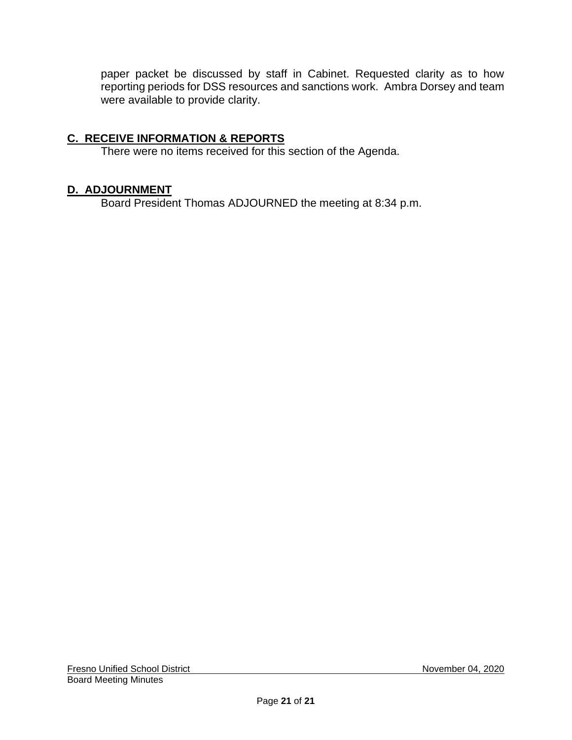paper packet be discussed by staff in Cabinet. Requested clarity as to how reporting periods for DSS resources and sanctions work. Ambra Dorsey and team were available to provide clarity.

## C. RECEIVE INFORMATION & REPORTS

There were no items received for this section of the Agenda.

## D. ADJOURNMENT

Board President Thomas ADJOURNED the meeting at 8:34 p.m.